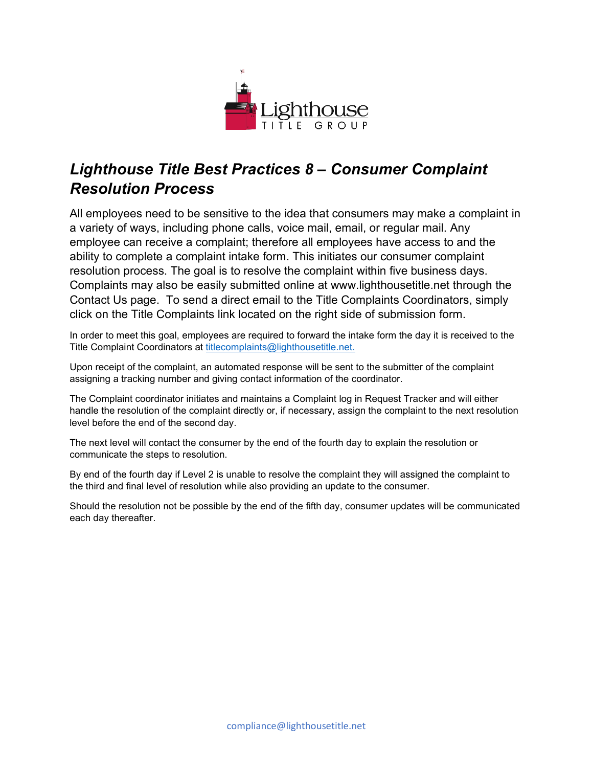# *Lighthouse Title Best Practices 8 – Consumer Complaint Resolution Process*

All employees need to be sensitive to the idea that consumers may make a complaint in a variety of ways, including phone calls, voice mail, email, or regular mail. Any employee can receive a complaint; therefore all employees have access to and the ability to complete a complaint intake form. This initiates our consumer complaint resolution process. The goal is to resolve the complaint within five business days. Complaints may also be easily submitted online at www.lighthousetitle.net through the Contact Us page. To send a direct email to the Title Complaints Coordinators, simply click on the Title Complaints link located on the right side of submission form.

In order to meet this goal, employees are required to forward the intake form the day it is received to the Title Complaint Coordinators at [titlecomplaints@lighthousetitle.net.](mailto:titlecomplaints@lighthousetitle.net)

Upon receipt of the complaint, an automated response will be sent to the submitter of the complaint assigning a tracking number and giving contact information of the coordinator.

The Complaint coordinator initiates and maintains a Complaint log in Request Tracker and will either handle the resolution of the complaint directly or, if necessary, assign the complaint to the next resolution level before the end of the second day.

The next level will contact the consumer by the end of the fourth day to explain the resolution or communicate the steps to resolution.

By end of the fourth day if Level 2 is unable to resolve the complaint they will assigned the complaint to the third and final level of resolution while also providing an update to the consumer.

Should the resolution not be possible by the end of the fifth day, consumer updates will be communicated each day thereafter.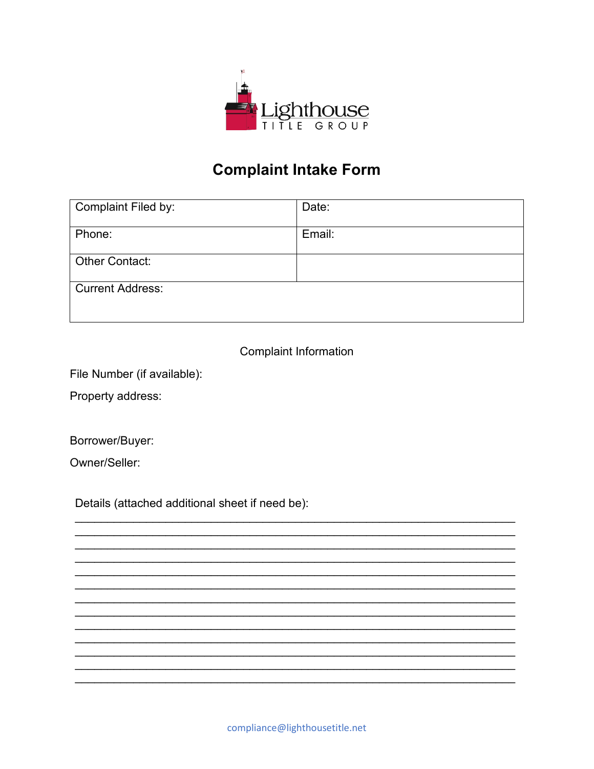Lighthouse
TITLE GROUP

# Complaint Intake Form

| | |
|---|---|
| Complaint Filed by: | Date: |
| Phone: | Email: |
| Other Contact: | |
| Current Address: | |

Complaint Information

File Number (if available):

Property address:

Borrower/Buyer:

Owner/Seller:

Details (attached additional sheet if need be):

_______________________________________________________________________
_______________________________________________________________________
_______________________________________________________________________
_______________________________________________________________________
_______________________________________________________________________
_______________________________________________________________________
_______________________________________________________________________
_______________________________________________________________________
_______________________________________________________________________
_______________________________________________________________________
_______________________________________________________________________
_______________________________________________________________________
_______________________________________________________________________

compliance@lighthousetitle.net